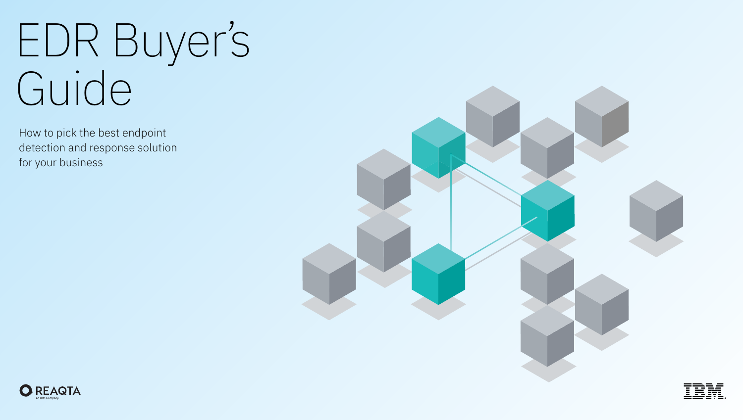# EDR Buyer's Guide

How to pick the best endpoint detection and response solution for your business

REAQTA
an IBM Company

IBM.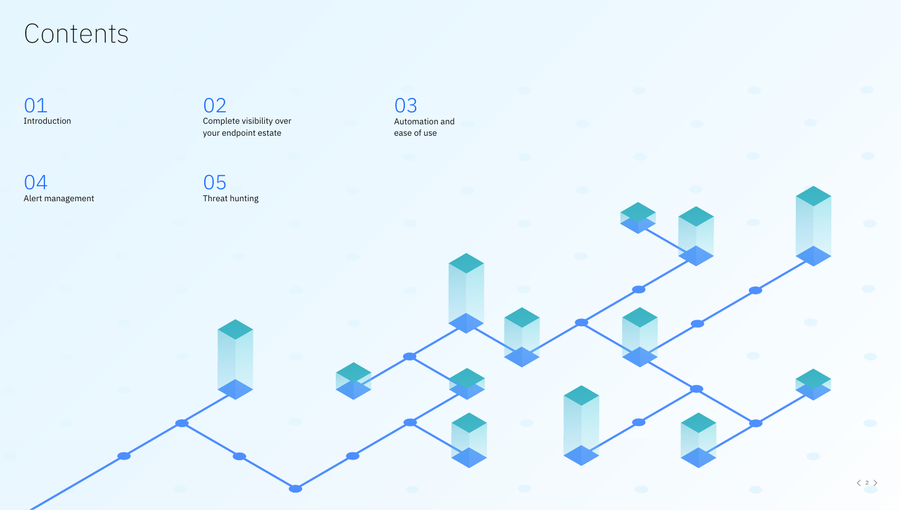# Contents

01
Introduction

02
Complete visibility over your endpoint estate

03
Automation and ease of use

04
Alert management

05
Threat hunting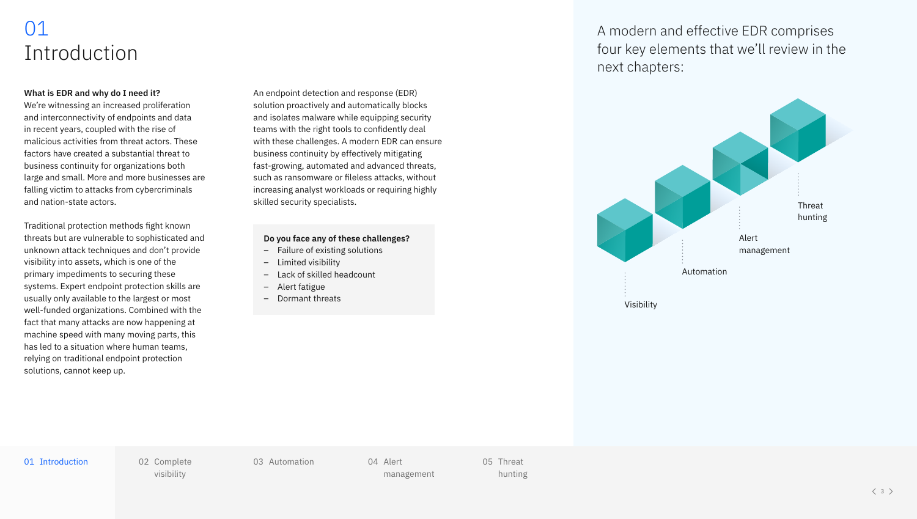# 01 Introduction

**What is EDR and why do I need it?**

We're witnessing an increased proliferation and interconnectivity of endpoints and data in recent years, coupled with the rise of malicious activities from threat actors. These factors have created a substantial threat to business continuity for organizations both large and small. More and more businesses are falling victim to attacks from cybercriminals and nation-state actors.

Traditional protection methods fight known threats but are vulnerable to sophisticated and unknown attack techniques and don't provide visibility into assets, which is one of the primary impediments to securing these systems. Expert endpoint protection skills are usually only available to the largest or most well-funded organizations. Combined with the fact that many attacks are now happening at machine speed with many moving parts, this has led to a situation where human teams, relying on traditional endpoint protection solutions, cannot keep up.

An endpoint detection and response (EDR) solution proactively and automatically blocks and isolates malware while equipping security teams with the right tools to confidently deal with these challenges. A modern EDR can ensure business continuity by effectively mitigating fast-growing, automated and advanced threats, such as ransomware or fileless attacks, without increasing analyst workloads or requiring highly skilled security specialists.

**Do you face any of these challenges?**

- Failure of existing solutions
- Limited visibility
- Lack of skilled headcount
- Alert fatigue
- Dormant threats

A modern and effective EDR comprises four key elements that we'll review in the next chapters:

Visibility

Automation

Alert management

Threat hunting

01 Introduction
02 Complete visibility
03 Automation
04 Alert management
05 Threat hunting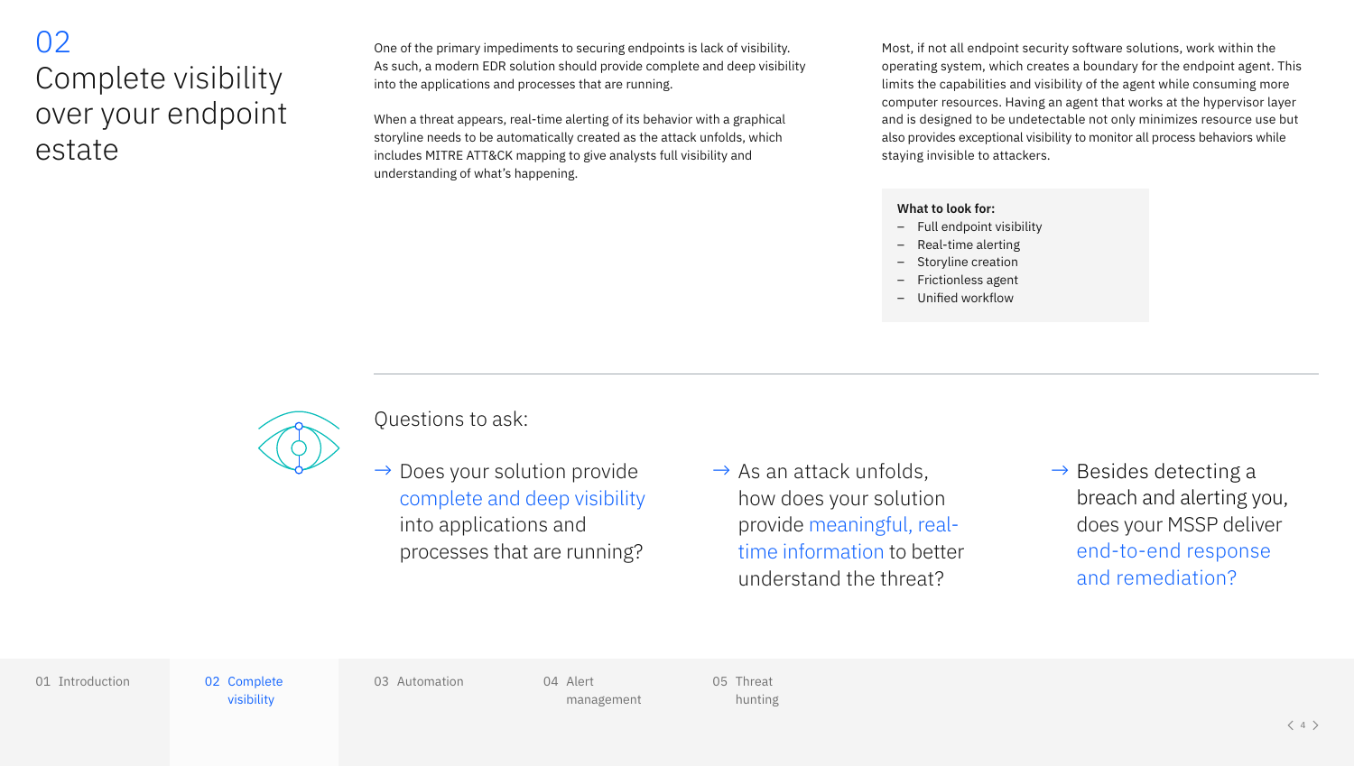# 02 Complete visibility over your endpoint estate

One of the primary impediments to securing endpoints is lack of visibility. As such, a modern EDR solution should provide complete and deep visibility into the applications and processes that are running.

When a threat appears, real-time alerting of its behavior with a graphical storyline needs to be automatically created as the attack unfolds, which includes MITRE ATT&CK mapping to give analysts full visibility and understanding of what's happening.

Most, if not all endpoint security software solutions, work within the operating system, which creates a boundary for the endpoint agent. This limits the capabilities and visibility of the agent while consuming more computer resources. Having an agent that works at the hypervisor layer and is designed to be undetectable not only minimizes resource use but also provides exceptional visibility to monitor all process behaviors while staying invisible to attackers.

**What to look for:**

- Full endpoint visibility
- Real-time alerting
- Storyline creation
- Frictionless agent
- Unified workflow

## Questions to ask:

→ Does your solution provide complete and deep visibility into applications and processes that are running?

→ As an attack unfolds, how does your solution provide meaningful, real-time information to better understand the threat?

→ Besides detecting a breach and alerting you, does your MSSP deliver end-to-end response and remediation?

01 Introduction | 02 Complete visibility | 03 Automation | 04 Alert management | 05 Threat hunting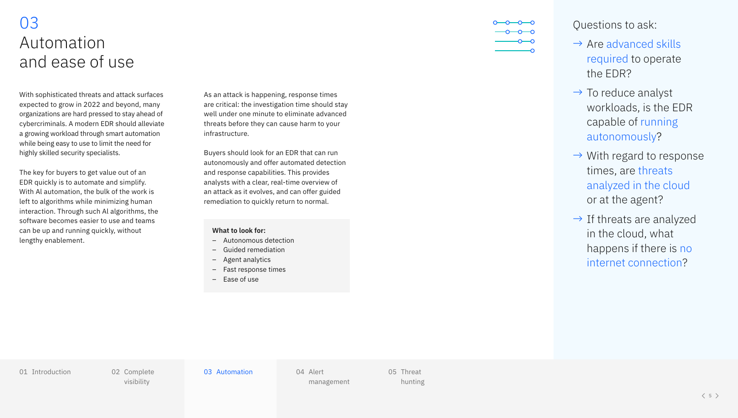# 03 Automation and ease of use

With sophisticated threats and attack surfaces expected to grow in 2022 and beyond, many organizations are hard pressed to stay ahead of cybercriminals. A modern EDR should alleviate a growing workload through smart automation while being easy to use to limit the need for highly skilled security specialists.

The key for buyers to get value out of an EDR quickly is to automate and simplify. With AI automation, the bulk of the work is left to algorithms while minimizing human interaction. Through such AI algorithms, the software becomes easier to use and teams can be up and running quickly, without lengthy enablement.

As an attack is happening, response times are critical: the investigation time should stay well under one minute to eliminate advanced threats before they can cause harm to your infrastructure.

Buyers should look for an EDR that can run autonomously and offer automated detection and response capabilities. This provides analysts with a clear, real-time overview of an attack as it evolves, and can offer guided remediation to quickly return to normal.

**What to look for:**

- Autonomous detection
- Guided remediation
- Agent analytics
- Fast response times
- Ease of use

Questions to ask:

→ Are advanced skills required to operate the EDR?

→ To reduce analyst workloads, is the EDR capable of running autonomously?

→ With regard to response times, are threats analyzed in the cloud or at the agent?

→ If threats are analyzed in the cloud, what happens if there is no internet connection?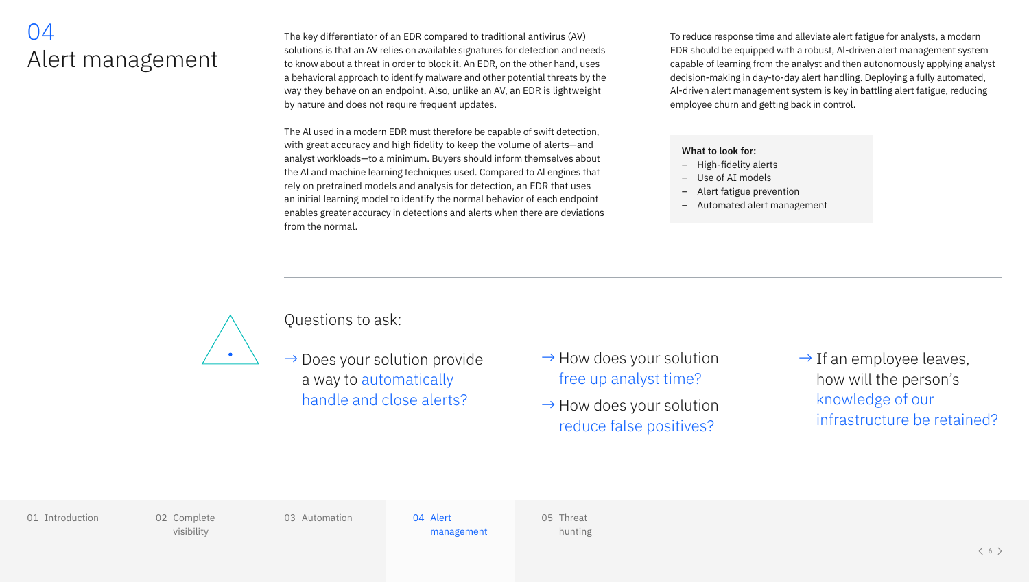# 04 Alert management

The key differentiator of an EDR compared to traditional antivirus (AV) solutions is that an AV relies on available signatures for detection and needs to know about a threat in order to block it. An EDR, on the other hand, uses a behavioral approach to identify malware and other potential threats by the way they behave on an endpoint. Also, unlike an AV, an EDR is lightweight by nature and does not require frequent updates.

The AI used in a modern EDR must therefore be capable of swift detection, with great accuracy and high fidelity to keep the volume of alerts—and analyst workloads—to a minimum. Buyers should inform themselves about the AI and machine learning techniques used. Compared to AI engines that rely on pretrained models and analysis for detection, an EDR that uses an initial learning model to identify the normal behavior of each endpoint enables greater accuracy in detections and alerts when there are deviations from the normal.

To reduce response time and alleviate alert fatigue for analysts, a modern EDR should be equipped with a robust, AI-driven alert management system capable of learning from the analyst and then autonomously applying analyst decision-making in day-to-day alert handling. Deploying a fully automated, AI-driven alert management system is key in battling alert fatigue, reducing employee churn and getting back in control.

**What to look for:**
- High-fidelity alerts
- Use of AI models
- Alert fatigue prevention
- Automated alert management

---

## Questions to ask:

→ Does your solution provide a way to automatically handle and close alerts?

→ How does your solution free up analyst time?

→ How does your solution reduce false positives?

→ If an employee leaves, how will the person's knowledge of our infrastructure be retained?

01 Introduction | 02 Complete visibility | 03 Automation | 04 Alert management | 05 Threat hunting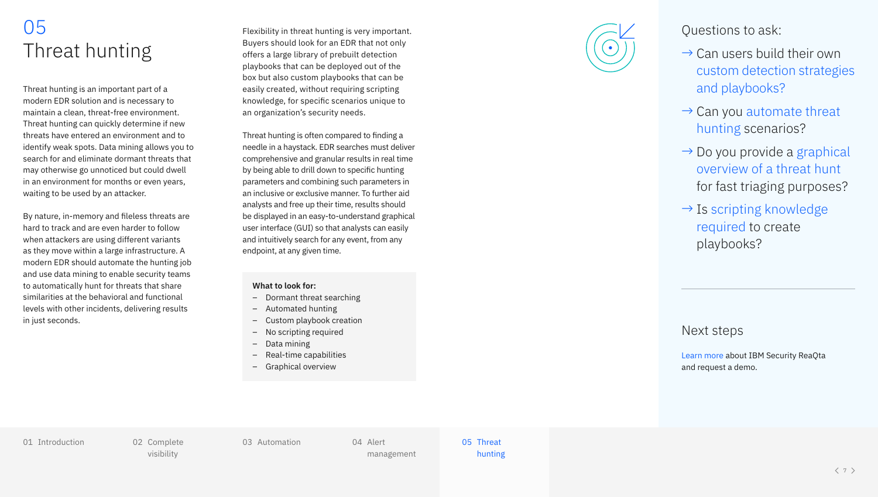# 05 Threat hunting

Threat hunting is an important part of a modern EDR solution and is necessary to maintain a clean, threat-free environment. Threat hunting can quickly determine if new threats have entered an environment and to identify weak spots. Data mining allows you to search for and eliminate dormant threats that may otherwise go unnoticed but could dwell in an environment for months or even years, waiting to be used by an attacker.

By nature, in-memory and fileless threats are hard to track and are even harder to follow when attackers are using different variants as they move within a large infrastructure. A modern EDR should automate the hunting job and use data mining to enable security teams to automatically hunt for threats that share similarities at the behavioral and functional levels with other incidents, delivering results in just seconds.

Flexibility in threat hunting is very important. Buyers should look for an EDR that not only offers a large library of prebuilt detection playbooks that can be deployed out of the box but also custom playbooks that can be easily created, without requiring scripting knowledge, for specific scenarios unique to an organization's security needs.

Threat hunting is often compared to finding a needle in a haystack. EDR searches must deliver comprehensive and granular results in real time by being able to drill down to specific hunting parameters and combining such parameters in an inclusive or exclusive manner. To further aid analysts and free up their time, results should be displayed in an easy-to-understand graphical user interface (GUI) so that analysts can easily and intuitively search for any event, from any endpoint, at any given time.

**What to look for:**

- Dormant threat searching
- Automated hunting
- Custom playbook creation
- No scripting required
- Data mining
- Real-time capabilities
- Graphical overview

## Questions to ask:

→ Can users build their own custom detection strategies and playbooks?

→ Can you automate threat hunting scenarios?

→ Do you provide a graphical overview of a threat hunt for fast triaging purposes?

→ Is scripting knowledge required to create playbooks?

## Next steps

Learn more about IBM Security ReaQta and request a demo.

01 Introduction | 02 Complete visibility | 03 Automation | 04 Alert management | 05 Threat hunting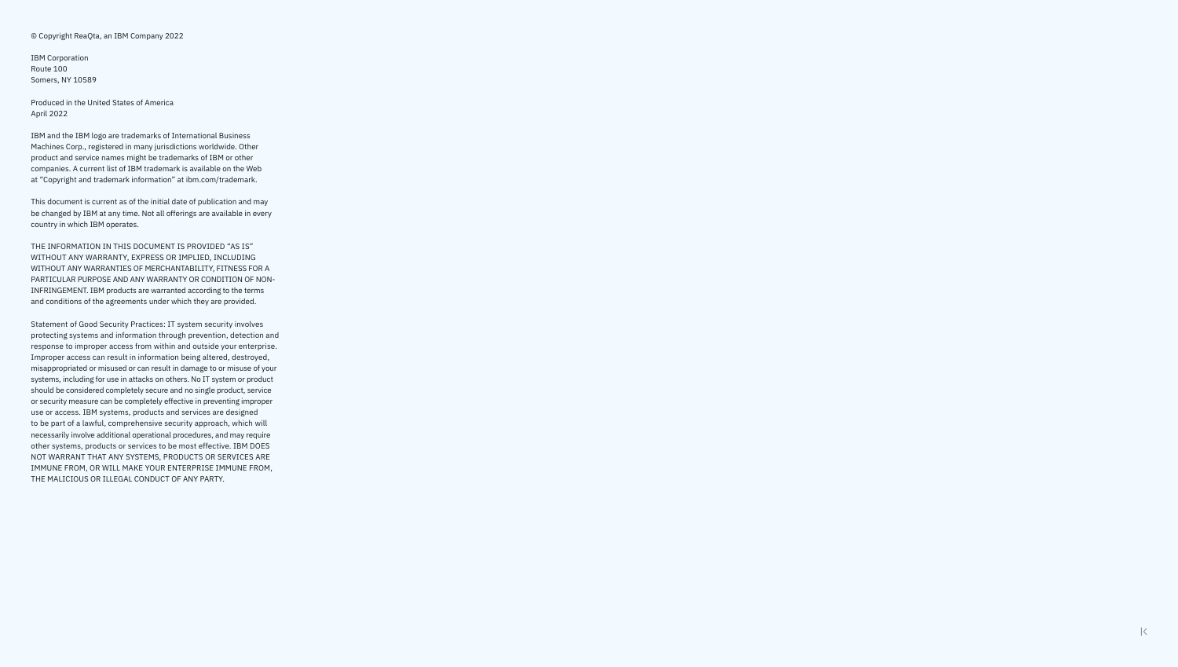© Copyright ReaQta, an IBM Company 2022

IBM Corporation
Route 100
Somers, NY 10589

Produced in the United States of America
April 2022

IBM and the IBM logo are trademarks of International Business Machines Corp., registered in many jurisdictions worldwide. Other product and service names might be trademarks of IBM or other companies. A current list of IBM trademark is available on the Web at "Copyright and trademark information" at ibm.com/trademark.

This document is current as of the initial date of publication and may be changed by IBM at any time. Not all offerings are available in every country in which IBM operates.

THE INFORMATION IN THIS DOCUMENT IS PROVIDED "AS IS" WITHOUT ANY WARRANTY, EXPRESS OR IMPLIED, INCLUDING WITHOUT ANY WARRANTIES OF MERCHANTABILITY, FITNESS FOR A PARTICULAR PURPOSE AND ANY WARRANTY OR CONDITION OF NON-INFRINGEMENT. IBM products are warranted according to the terms and conditions of the agreements under which they are provided.

Statement of Good Security Practices: IT system security involves protecting systems and information through prevention, detection and response to improper access from within and outside your enterprise. Improper access can result in information being altered, destroyed, misappropriated or misused or can result in damage to or misuse of your systems, including for use in attacks on others. No IT system or product should be considered completely secure and no single product, service or security measure can be completely effective in preventing improper use or access. IBM systems, products and services are designed to be part of a lawful, comprehensive security approach, which will necessarily involve additional operational procedures, and may require other systems, products or services to be most effective. IBM DOES NOT WARRANT THAT ANY SYSTEMS, PRODUCTS OR SERVICES ARE IMMUNE FROM, OR WILL MAKE YOUR ENTERPRISE IMMUNE FROM, THE MALICIOUS OR ILLEGAL CONDUCT OF ANY PARTY.